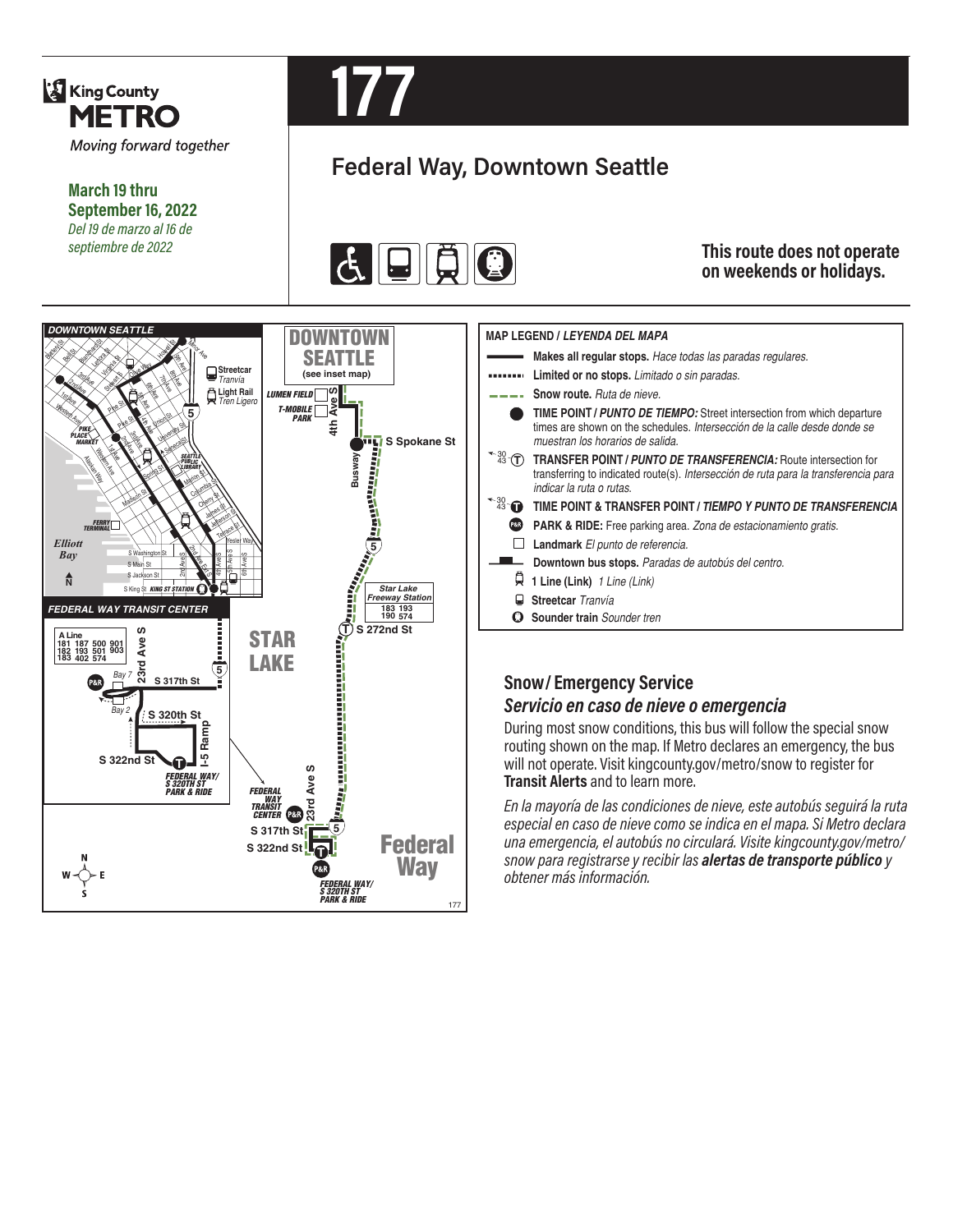# 177

King County METRO

*Moving forward together*

**March 19 thru September 16, 2022**

*Del 19 de marzo al 16 de septiembre de 2022*

## Federal Way, Downtown Seattle

**This route does not operate on weekends or holidays.**

**MAP LEGEND / *LEYENDA DEL MAPA***

- **Makes all regular stops.** *Hace todas las paradas regulares.*
- **Limited or no stops.** *Limitado o sin paradas.*
- **Snow route.** *Ruta de nieve.*
- **TIME POINT / *PUNTO DE TIEMPO:*** Street intersection from which departure times are shown on the schedules. *Intersección de la calle desde donde se muestran los horarios de salida.*
- **TRANSFER POINT / *PUNTO DE TRANSFERENCIA:*** Route intersection for transferring to indicated route(s). *Intersección de ruta para la transferencia para indicar la ruta o rutas.*
- **TIME POINT & TRANSFER POINT / *TIEMPO Y PUNTO DE TRANSFERENCIA***
- **PARK & RIDE:** Free parking area. *Zona de estacionamiento gratis.*
- **Landmark** *El punto de referencia.*
- **Downtown bus stops.** *Paradas de autobús del centro.*
- **1 Line (Link)** *1 Line (Link)*
- **Streetcar** *Tranvía*
- **Sounder train** *Sounder tren*

## Snow/Emergency Service

### *Servicio en caso de nieve o emergencia*

During most snow conditions, this bus will follow the special snow routing shown on the map. If Metro declares an emergency, the bus will not operate. Visit kingcounty.gov/metro/snow to register for **Transit Alerts** and to learn more.

*En la mayoría de las condiciones de nieve, este autobús seguirá la ruta especial en caso de nieve como se indica en el mapa. Si Metro declara una emergencia, el autobús no circulará. Visite kingcounty.gov/metro/snow para registrarse y recibir las **alertas de transporte público** y obtener más información.*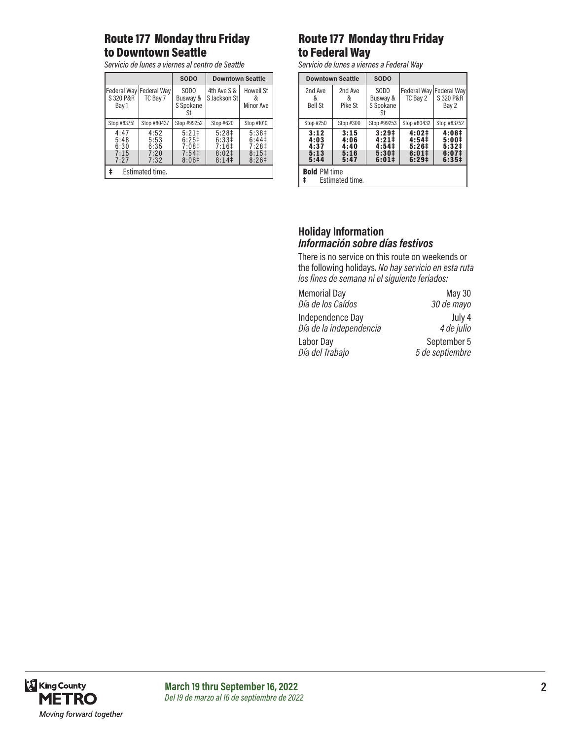## Route 177 Monday thru Friday to Downtown Seattle

*Servicio de lunes a viernes al centro de Seattle*

| | | SODO | Downtown Seattle | |
|---|---|---|---|---|
| Federal Way S 320 P&R Bay 1 | Federal Way TC Bay 7 | SODO Busway & S Spokane St | 4th Ave S & S Jackson St | Howell St & Minor Ave |
| Stop #83751 | Stop #80437 | Stop #99252 | Stop #620 | Stop #1010 |
| 4:47 | 4:52 | 5:21‡ | 5:28‡ | 5:38‡ |
| 5:48 | 5:53 | 6:25‡ | 6:33‡ | 6:44‡ |
| 6:30 | 6:35 | 7:08‡ | 7:16‡ | 7:28‡ |
| 7:15 | 7:20 | 7:54‡ | 8:02‡ | 8:15‡ |
| 7:27 | 7:32 | 8:06‡ | 8:14‡ | 8:26‡ |

‡ Estimated time.

## Route 177 Monday thru Friday to Federal Way

*Servicio de lunes a viernes a Federal Way*

| Downtown Seattle | | SODO | | |
|---|---|---|---|---|
| 2nd Ave & Bell St | 2nd Ave & Pike St | SODO Busway & S Spokane St | Federal Way TC Bay 2 | Federal Way S 320 P&R Bay 2 |
| Stop #250 | Stop #300 | Stop #99253 | Stop #80432 | Stop #83752 |
| **3:12** | **3:15** | **3:29‡** | **4:02‡** | **4:08‡** |
| **4:03** | **4:06** | **4:21‡** | **4:54‡** | **5:00‡** |
| **4:37** | **4:40** | **4:54‡** | **5:26‡** | **5:32‡** |
| **5:13** | **5:16** | **5:30‡** | **6:01‡** | **6:07‡** |
| **5:44** | **5:47** | **6:01‡** | **6:29‡** | **6:35‡** |

**Bold** PM time
‡ Estimated time.

### Holiday Information
### *Información sobre días festivos*

There is no service on this route on weekends or the following holidays. *No hay servicio en esta ruta los fines de semana ni el siguiente feriados:*

| | |
|---|---|
| Memorial Day | May 30 |
| *Día de los Caídos* | *30 de mayo* |
| Independence Day | July 4 |
| *Día de la independencia* | *4 de julio* |
| Labor Day | September 5 |
| *Día del Trabajo* | *5 de septiembre* |

King County METRO
*Moving forward together*

**March 19 thru September 16, 2022**
*Del 19 de marzo al 16 de septiembre de 2022*